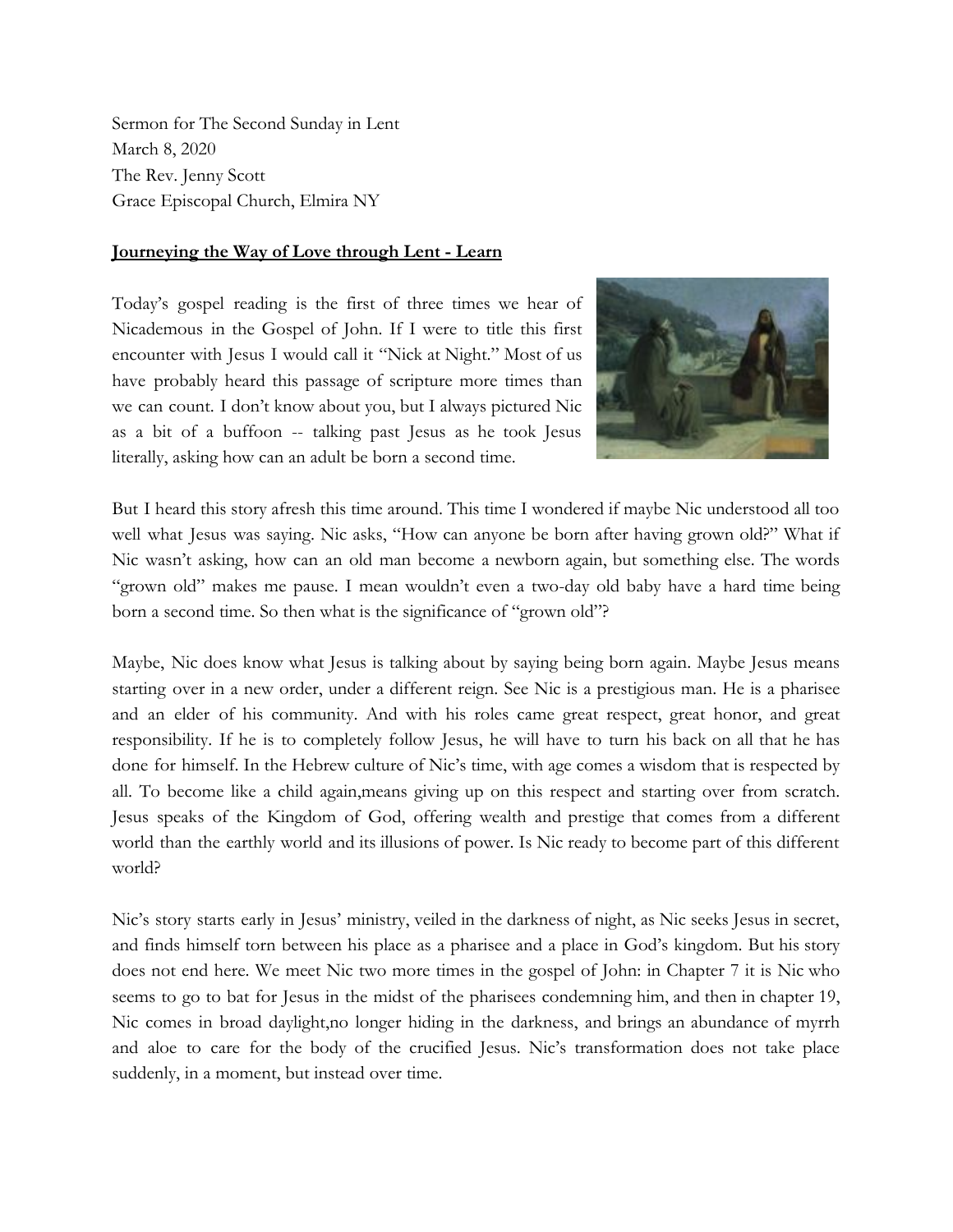Sermon for The Second Sunday in Lent
March 8, 2020
The Rev. Jenny Scott
Grace Episcopal Church, Elmira NY

**Journeying the Way of Love through Lent - Learn**

Today's gospel reading is the first of three times we hear of Nicademous in the Gospel of John. If I were to title this first encounter with Jesus I would call it "Nick at Night." Most of us have probably heard this passage of scripture more times than we can count. I don't know about you, but I always pictured Nic as a bit of a buffoon -- talking past Jesus as he took Jesus literally, asking how can an adult be born a second time.

But I heard this story afresh this time around. This time I wondered if maybe Nic understood all too well what Jesus was saying. Nic asks, "How can anyone be born after having grown old?" What if Nic wasn't asking, how can an old man become a newborn again, but something else. The words "grown old" makes me pause. I mean wouldn't even a two-day old baby have a hard time being born a second time. So then what is the significance of "grown old"?

Maybe, Nic does know what Jesus is talking about by saying being born again. Maybe Jesus means starting over in a new order, under a different reign. See Nic is a prestigious man. He is a pharisee and an elder of his community. And with his roles came great respect, great honor, and great responsibility. If he is to completely follow Jesus, he will have to turn his back on all that he has done for himself. In the Hebrew culture of Nic's time, with age comes a wisdom that is respected by all. To become like a child again,means giving up on this respect and starting over from scratch. Jesus speaks of the Kingdom of God, offering wealth and prestige that comes from a different world than the earthly world and its illusions of power. Is Nic ready to become part of this different world?

Nic's story starts early in Jesus' ministry, veiled in the darkness of night, as Nic seeks Jesus in secret, and finds himself torn between his place as a pharisee and a place in God's kingdom. But his story does not end here. We meet Nic two more times in the gospel of John: in Chapter 7 it is Nic who seems to go to bat for Jesus in the midst of the pharisees condemning him, and then in chapter 19, Nic comes in broad daylight,no longer hiding in the darkness, and brings an abundance of myrrh and aloe to care for the body of the crucified Jesus. Nic's transformation does not take place suddenly, in a moment, but instead over time.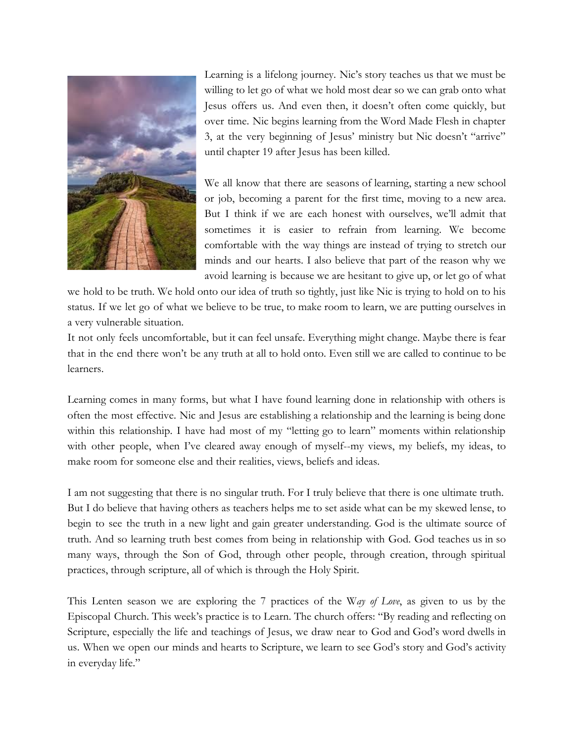Learning is a lifelong journey. Nic's story teaches us that we must be willing to let go of what we hold most dear so we can grab onto what Jesus offers us. And even then, it doesn't often come quickly, but over time. Nic begins learning from the Word Made Flesh in chapter 3, at the very beginning of Jesus' ministry but Nic doesn't "arrive" until chapter 19 after Jesus has been killed.

We all know that there are seasons of learning, starting a new school or job, becoming a parent for the first time, moving to a new area. But I think if we are each honest with ourselves, we'll admit that sometimes it is easier to refrain from learning. We become comfortable with the way things are instead of trying to stretch our minds and our hearts. I also believe that part of the reason why we avoid learning is because we are hesitant to give up, or let go of what we hold to be truth. We hold onto our idea of truth so tightly, just like Nic is trying to hold on to his status. If we let go of what we believe to be true, to make room to learn, we are putting ourselves in a very vulnerable situation.
It not only feels uncomfortable, but it can feel unsafe. Everything might change. Maybe there is fear that in the end there won't be any truth at all to hold onto. Even still we are called to continue to be learners.

Learning comes in many forms, but what I have found learning done in relationship with others is often the most effective. Nic and Jesus are establishing a relationship and the learning is being done within this relationship. I have had most of my "letting go to learn" moments within relationship with other people, when I've cleared away enough of myself--my views, my beliefs, my ideas, to make room for someone else and their realities, views, beliefs and ideas.

I am not suggesting that there is no singular truth. For I truly believe that there is one ultimate truth. But I do believe that having others as teachers helps me to set aside what can be my skewed lense, to begin to see the truth in a new light and gain greater understanding. God is the ultimate source of truth. And so learning truth best comes from being in relationship with God. God teaches us in so many ways, through the Son of God, through other people, through creation, through spiritual practices, through scripture, all of which is through the Holy Spirit.

This Lenten season we are exploring the 7 practices of the W*ay of Love*, as given to us by the Episcopal Church. This week's practice is to Learn. The church offers: "By reading and reflecting on Scripture, especially the life and teachings of Jesus, we draw near to God and God's word dwells in us. When we open our minds and hearts to Scripture, we learn to see God's story and God's activity in everyday life."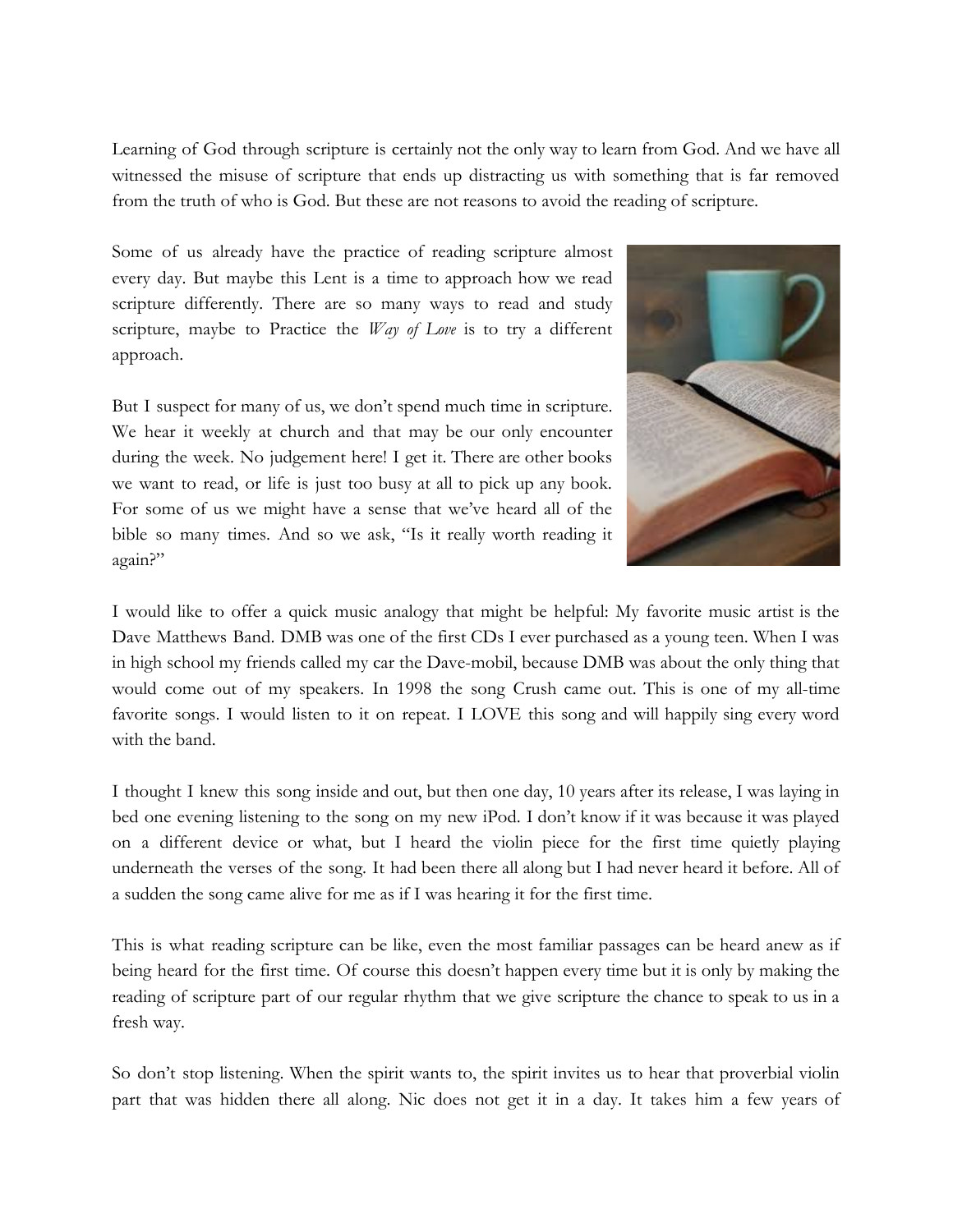Learning of God through scripture is certainly not the only way to learn from God. And we have all witnessed the misuse of scripture that ends up distracting us with something that is far removed from the truth of who is God. But these are not reasons to avoid the reading of scripture.

Some of us already have the practice of reading scripture almost every day. But maybe this Lent is a time to approach how we read scripture differently. There are so many ways to read and study scripture, maybe to Practice the *Way of Love* is to try a different approach.

But I suspect for many of us, we don't spend much time in scripture. We hear it weekly at church and that may be our only encounter during the week. No judgement here! I get it. There are other books we want to read, or life is just too busy at all to pick up any book. For some of us we might have a sense that we've heard all of the bible so many times. And so we ask, "Is it really worth reading it again?"

I would like to offer a quick music analogy that might be helpful: My favorite music artist is the Dave Matthews Band. DMB was one of the first CDs I ever purchased as a young teen. When I was in high school my friends called my car the Dave-mobil, because DMB was about the only thing that would come out of my speakers. In 1998 the song Crush came out. This is one of my all-time favorite songs. I would listen to it on repeat. I LOVE this song and will happily sing every word with the band.

I thought I knew this song inside and out, but then one day, 10 years after its release, I was laying in bed one evening listening to the song on my new iPod. I don't know if it was because it was played on a different device or what, but I heard the violin piece for the first time quietly playing underneath the verses of the song. It had been there all along but I had never heard it before. All of a sudden the song came alive for me as if I was hearing it for the first time.

This is what reading scripture can be like, even the most familiar passages can be heard anew as if being heard for the first time. Of course this doesn't happen every time but it is only by making the reading of scripture part of our regular rhythm that we give scripture the chance to speak to us in a fresh way.

So don't stop listening. When the spirit wants to, the spirit invites us to hear that proverbial violin part that was hidden there all along. Nic does not get it in a day. It takes him a few years of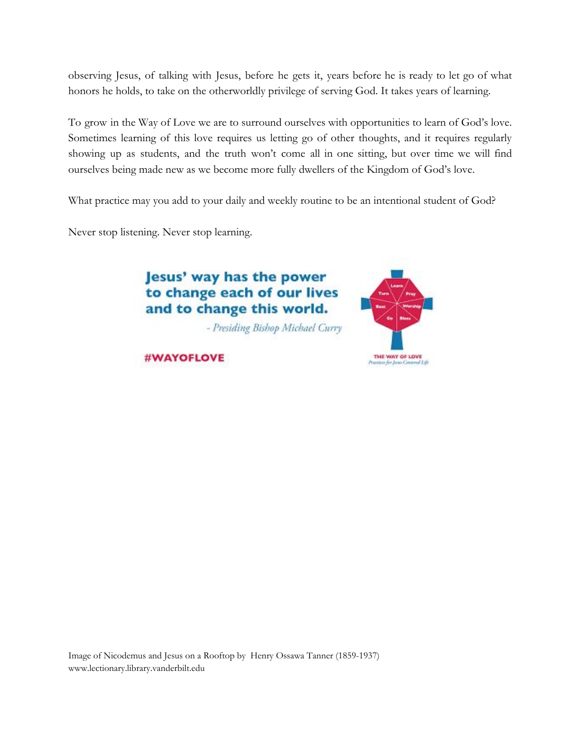observing Jesus, of talking with Jesus, before he gets it, years before he is ready to let go of what honors he holds, to take on the otherworldly privilege of serving God. It takes years of learning.

To grow in the Way of Love we are to surround ourselves with opportunities to learn of God's love. Sometimes learning of this love requires us letting go of other thoughts, and it requires regularly showing up as students, and the truth won't come all in one sitting, but over time we will find ourselves being made new as we become more fully dwellers of the Kingdom of God's love.

What practice may you add to your daily and weekly routine to be an intentional student of God?

Never stop listening. Never stop learning.

**Jesus' way has the power to change each of our lives and to change this world.**

*- Presiding Bishop Michael Curry*

**#WAYOFLOVE**

Learn
Pray
Turn
Rest
Worship
Go
Bless

THE WAY OF LOVE
*Practices for Jesus-Centered Life*

Image of Nicodemus and Jesus on a Rooftop by Henry Ossawa Tanner (1859-1937)
www.lectionary.library.vanderbilt.edu